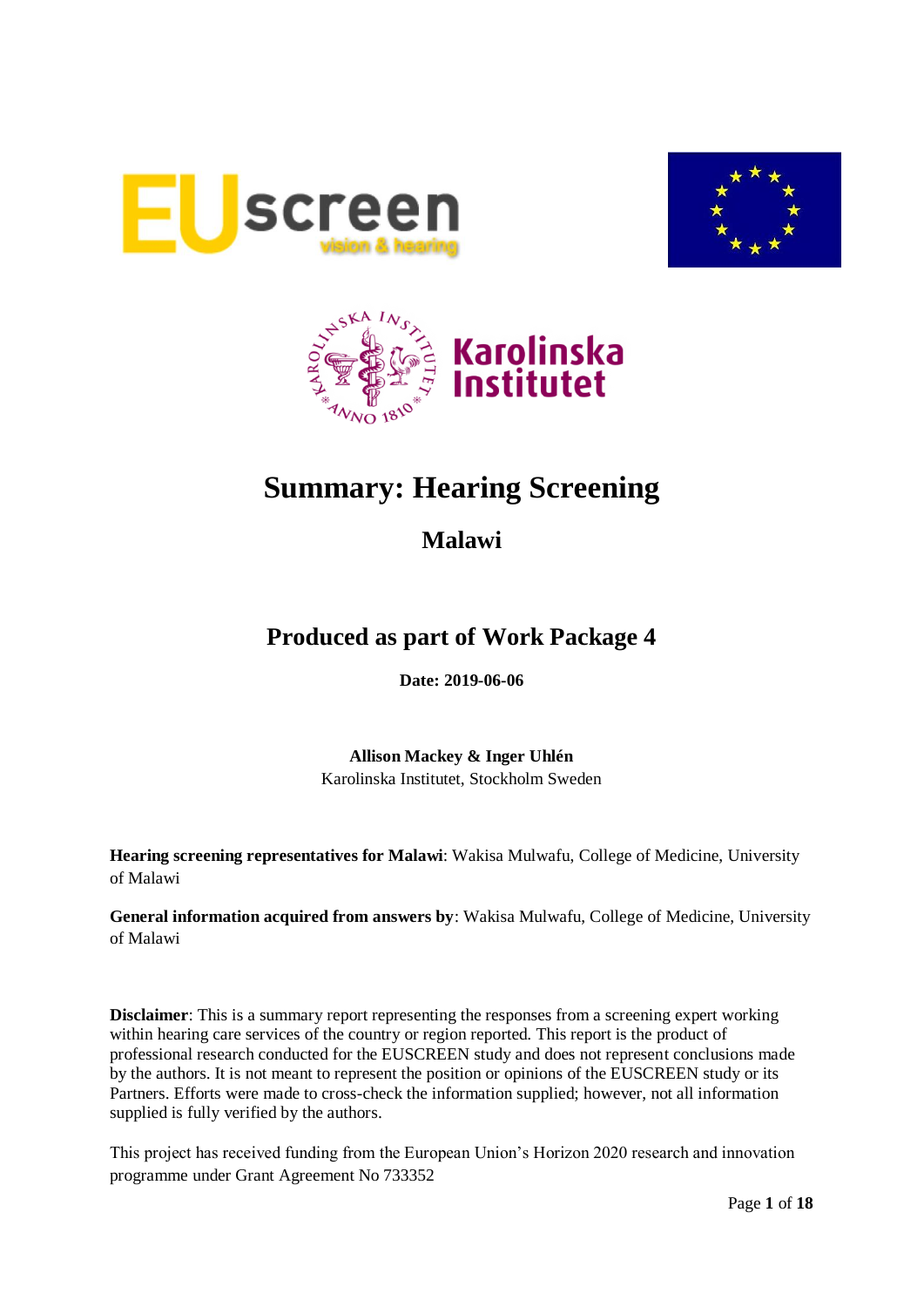# Summary: Hearing Screening

## Malawi

## Produced as part of Work Package 4

**Date: 2019-06-06**

**Allison Mackey & Inger Uhlén**
Karolinska Institutet, Stockholm Sweden

**Hearing screening representatives for Malawi**: Wakisa Mulwafu, College of Medicine, University of Malawi

**General information acquired from answers by**: Wakisa Mulwafu, College of Medicine, University of Malawi

**Disclaimer**: This is a summary report representing the responses from a screening expert working within hearing care services of the country or region reported. This report is the product of professional research conducted for the EUSCREEN study and does not represent conclusions made by the authors. It is not meant to represent the position or opinions of the EUSCREEN study or its Partners. Efforts were made to cross-check the information supplied; however, not all information supplied is fully verified by the authors.

This project has received funding from the European Union's Horizon 2020 research and innovation programme under Grant Agreement No 733352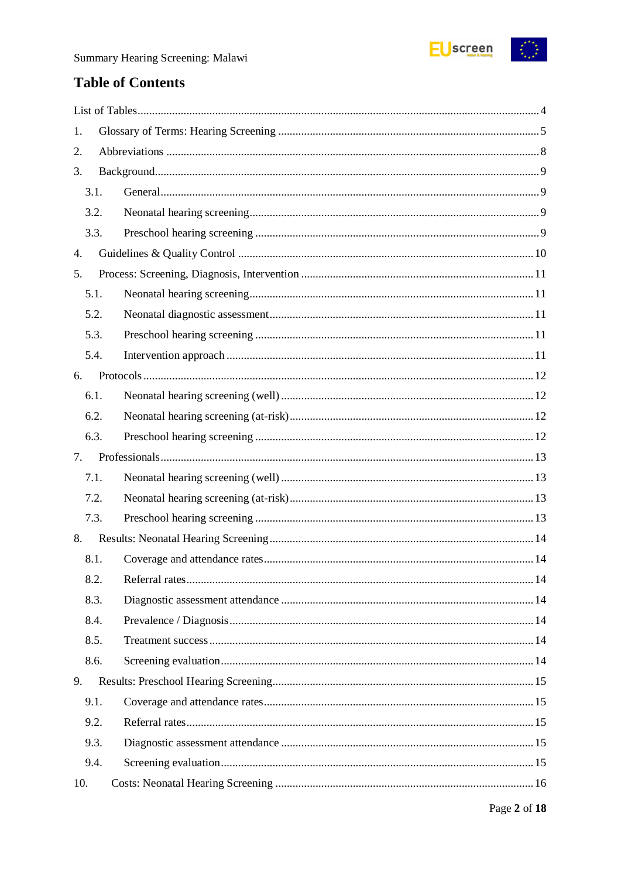# Table of Contents

List of Tables ..... 4

1. Glossary of Terms: Hearing Screening ..... 5
2. Abbreviations ..... 8
3. Background ..... 9
   - 3.1. General ..... 9
   - 3.2. Neonatal hearing screening ..... 9
   - 3.3. Preschool hearing screening ..... 9
4. Guidelines & Quality Control ..... 10
5. Process: Screening, Diagnosis, Intervention ..... 11
   - 5.1. Neonatal hearing screening ..... 11
   - 5.2. Neonatal diagnostic assessment ..... 11
   - 5.3. Preschool hearing screening ..... 11
   - 5.4. Intervention approach ..... 11
6. Protocols ..... 12
   - 6.1. Neonatal hearing screening (well) ..... 12
   - 6.2. Neonatal hearing screening (at-risk) ..... 12
   - 6.3. Preschool hearing screening ..... 12
7. Professionals ..... 13
   - 7.1. Neonatal hearing screening (well) ..... 13
   - 7.2. Neonatal hearing screening (at-risk) ..... 13
   - 7.3. Preschool hearing screening ..... 13
8. Results: Neonatal Hearing Screening ..... 14
   - 8.1. Coverage and attendance rates ..... 14
   - 8.2. Referral rates ..... 14
   - 8.3. Diagnostic assessment attendance ..... 14
   - 8.4. Prevalence / Diagnosis ..... 14
   - 8.5. Treatment success ..... 14
   - 8.6. Screening evaluation ..... 14
9. Results: Preschool Hearing Screening ..... 15
   - 9.1. Coverage and attendance rates ..... 15
   - 9.2. Referral rates ..... 15
   - 9.3. Diagnostic assessment attendance ..... 15
   - 9.4. Screening evaluation ..... 15
10. Costs: Neonatal Hearing Screening ..... 16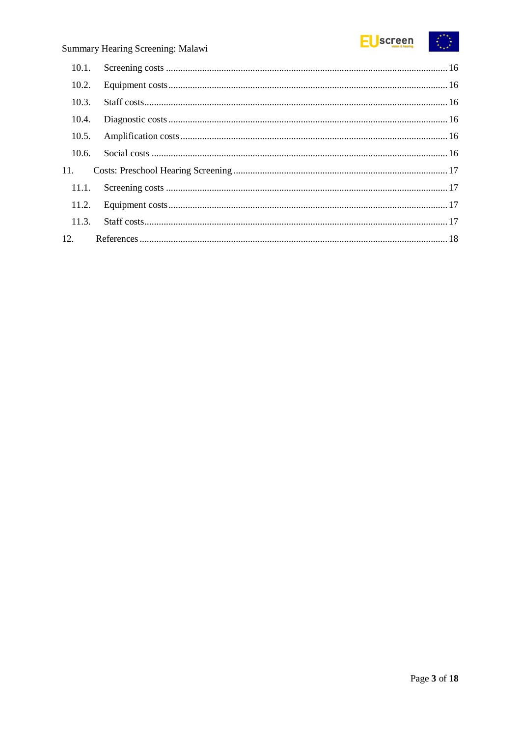- 10.1. Screening costs ... 16
- 10.2. Equipment costs ... 16
- 10.3. Staff costs ... 16
- 10.4. Diagnostic costs ... 16
- 10.5. Amplification costs ... 16
- 10.6. Social costs ... 16

11. Costs: Preschool Hearing Screening ... 17

- 11.1. Screening costs ... 17
- 11.2. Equipment costs ... 17
- 11.3. Staff costs ... 17

12. References ... 18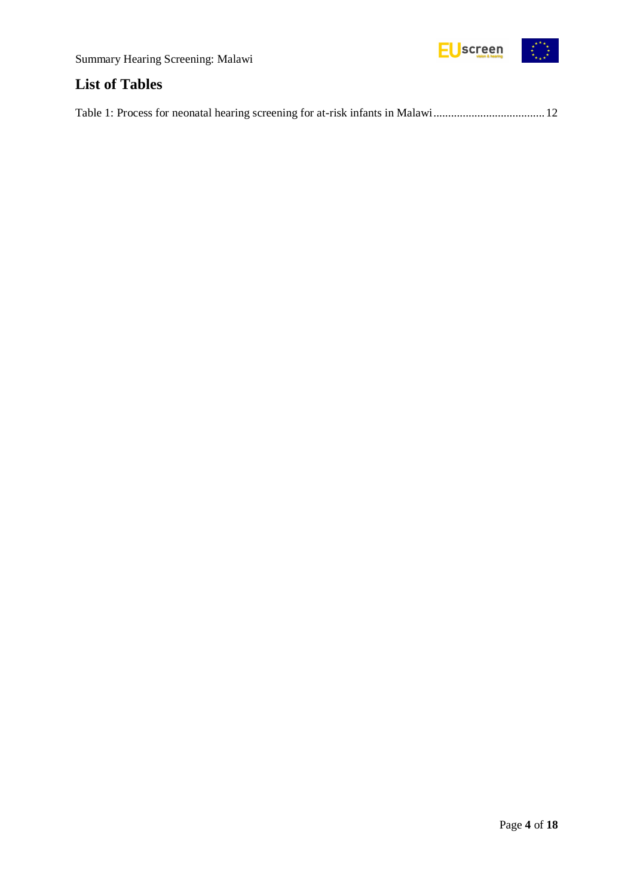## List of Tables

Table 1: Process for neonatal hearing screening for at-risk infants in Malawi ..................................... 12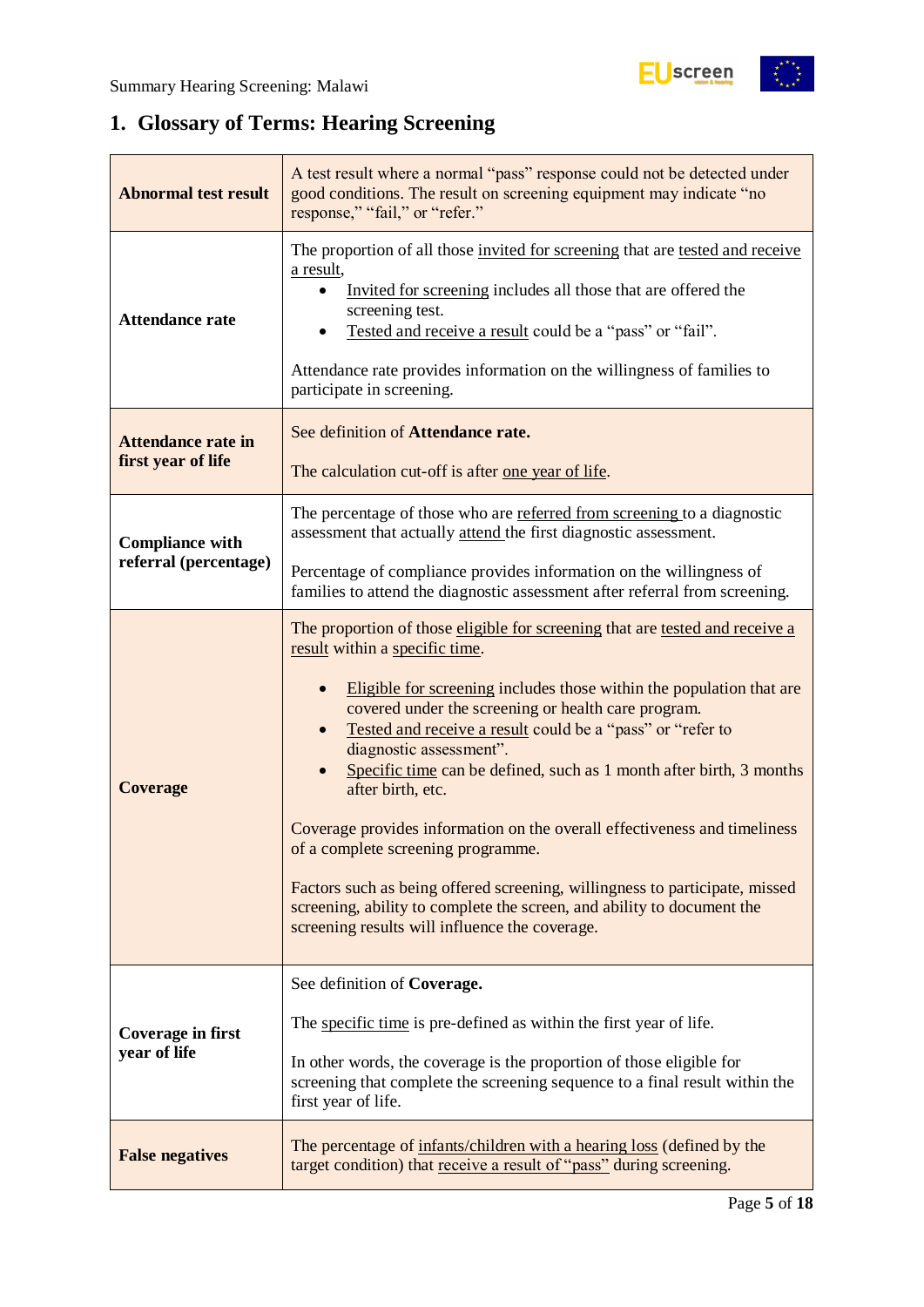## 1. Glossary of Terms: Hearing Screening

| | |
|---|---|
| **Abnormal test result** | A test result where a normal "pass" response could not be detected under good conditions. The result on screening equipment may indicate "no response," "fail," or "refer." |
| **Attendance rate** | The proportion of all those invited for screening that are tested and receive a result,<br>• Invited for screening includes all those that are offered the screening test.<br>• Tested and receive a result could be a "pass" or "fail".<br><br>Attendance rate provides information on the willingness of families to participate in screening. |
| **Attendance rate in first year of life** | See definition of **Attendance rate.**<br><br>The calculation cut-off is after one year of life. |
| **Compliance with referral (percentage)** | The percentage of those who are referred from screening to a diagnostic assessment that actually attend the first diagnostic assessment.<br><br>Percentage of compliance provides information on the willingness of families to attend the diagnostic assessment after referral from screening. |
| **Coverage** | The proportion of those eligible for screening that are tested and receive a result within a specific time.<br><br>• Eligible for screening includes those within the population that are covered under the screening or health care program.<br>• Tested and receive a result could be a "pass" or "refer to diagnostic assessment".<br>• Specific time can be defined, such as 1 month after birth, 3 months after birth, etc.<br><br>Coverage provides information on the overall effectiveness and timeliness of a complete screening programme.<br><br>Factors such as being offered screening, willingness to participate, missed screening, ability to complete the screen, and ability to document the screening results will influence the coverage. |
| **Coverage in first year of life** | See definition of **Coverage.**<br><br>The specific time is pre-defined as within the first year of life.<br><br>In other words, the coverage is the proportion of those eligible for screening that complete the screening sequence to a final result within the first year of life. |
| **False negatives** | The percentage of infants/children with a hearing loss (defined by the target condition) that receive a result of "pass" during screening. |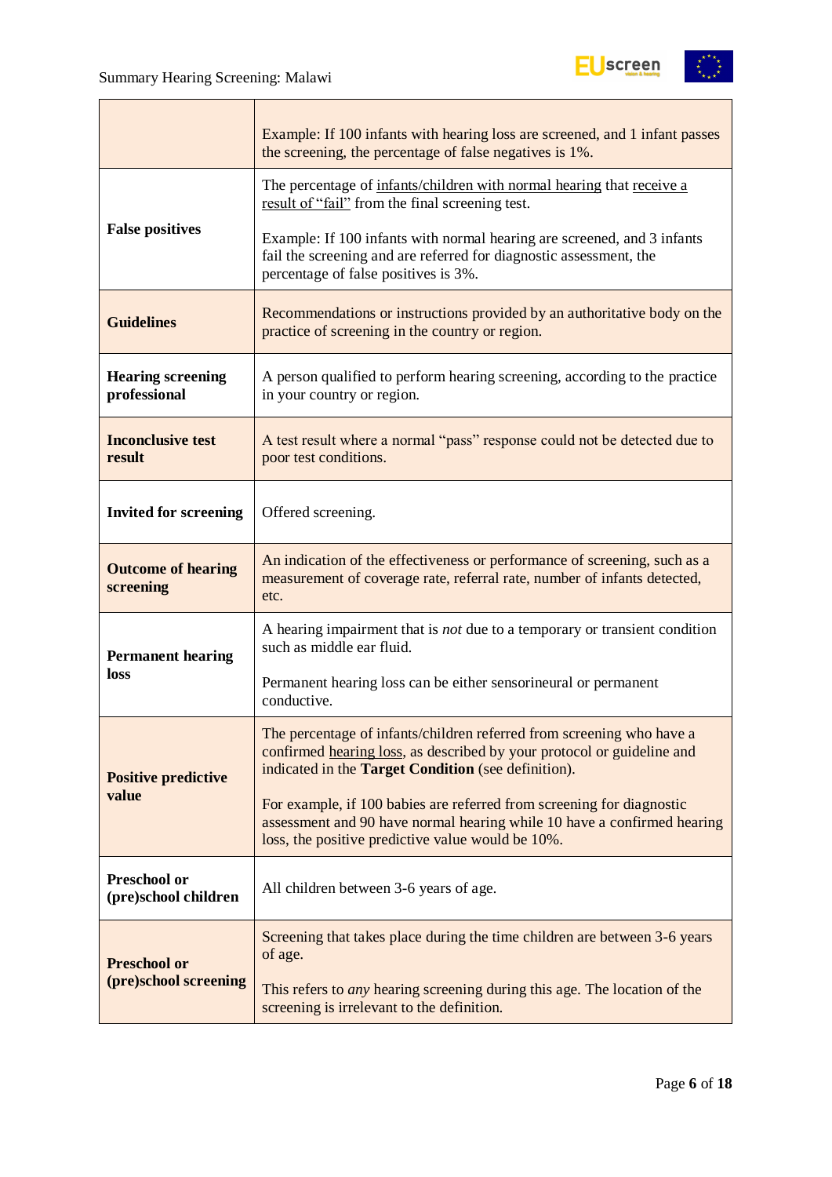| | |
|---|---|
| | Example: If 100 infants with hearing loss are screened, and 1 infant passes the screening, the percentage of false negatives is 1%. |
| **False positives** | The percentage of infants/children with normal hearing that receive a result of "fail" from the final screening test.<br><br>Example: If 100 infants with normal hearing are screened, and 3 infants fail the screening and are referred for diagnostic assessment, the percentage of false positives is 3%. |
| **Guidelines** | Recommendations or instructions provided by an authoritative body on the practice of screening in the country or region. |
| **Hearing screening professional** | A person qualified to perform hearing screening, according to the practice in your country or region. |
| **Inconclusive test result** | A test result where a normal "pass" response could not be detected due to poor test conditions. |
| **Invited for screening** | Offered screening. |
| **Outcome of hearing screening** | An indication of the effectiveness or performance of screening, such as a measurement of coverage rate, referral rate, number of infants detected, etc. |
| **Permanent hearing loss** | A hearing impairment that is *not* due to a temporary or transient condition such as middle ear fluid.<br><br>Permanent hearing loss can be either sensorineural or permanent conductive. |
| **Positive predictive value** | The percentage of infants/children referred from screening who have a confirmed hearing loss, as described by your protocol or guideline and indicated in the **Target Condition** (see definition).<br><br>For example, if 100 babies are referred from screening for diagnostic assessment and 90 have normal hearing while 10 have a confirmed hearing loss, the positive predictive value would be 10%. |
| **Preschool or (pre)school children** | All children between 3-6 years of age. |
| **Preschool or (pre)school screening** | Screening that takes place during the time children are between 3-6 years of age.<br><br>This refers to *any* hearing screening during this age. The location of the screening is irrelevant to the definition. |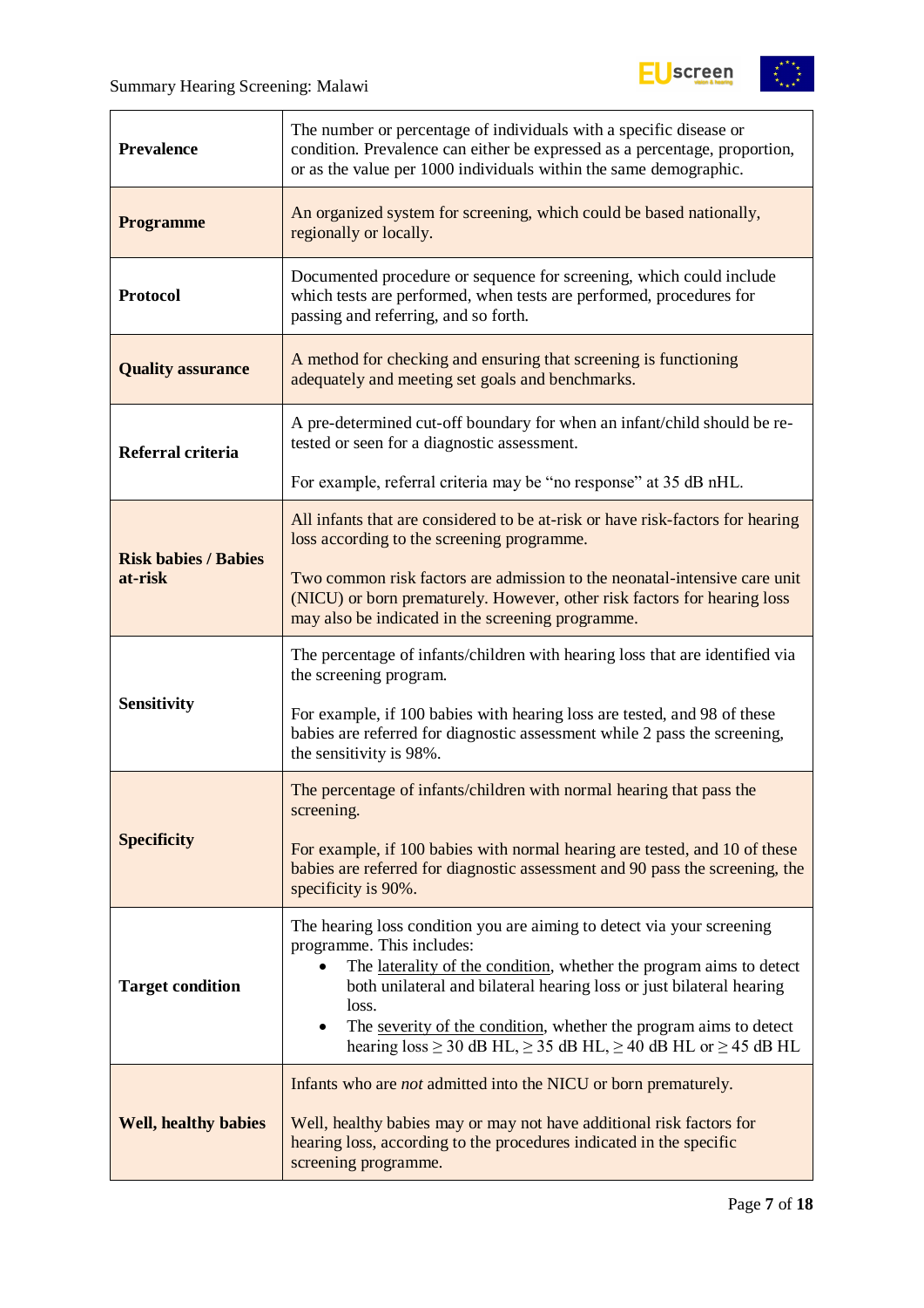| | |
|---|---|
| **Prevalence** | The number or percentage of individuals with a specific disease or condition. Prevalence can either be expressed as a percentage, proportion, or as the value per 1000 individuals within the same demographic. |
| **Programme** | An organized system for screening, which could be based nationally, regionally or locally. |
| **Protocol** | Documented procedure or sequence for screening, which could include which tests are performed, when tests are performed, procedures for passing and referring, and so forth. |
| **Quality assurance** | A method for checking and ensuring that screening is functioning adequately and meeting set goals and benchmarks. |
| **Referral criteria** | A pre-determined cut-off boundary for when an infant/child should be re-tested or seen for a diagnostic assessment.<br><br>For example, referral criteria may be "no response" at 35 dB nHL. |
| **Risk babies / Babies at-risk** | All infants that are considered to be at-risk or have risk-factors for hearing loss according to the screening programme.<br><br>Two common risk factors are admission to the neonatal-intensive care unit (NICU) or born prematurely. However, other risk factors for hearing loss may also be indicated in the screening programme. |
| **Sensitivity** | The percentage of infants/children with hearing loss that are identified via the screening program.<br><br>For example, if 100 babies with hearing loss are tested, and 98 of these babies are referred for diagnostic assessment while 2 pass the screening, the sensitivity is 98%. |
| **Specificity** | The percentage of infants/children with normal hearing that pass the screening.<br><br>For example, if 100 babies with normal hearing are tested, and 10 of these babies are referred for diagnostic assessment and 90 pass the screening, the specificity is 90%. |
| **Target condition** | The hearing loss condition you are aiming to detect via your screening programme. This includes:<br>• The laterality of the condition, whether the program aims to detect both unilateral and bilateral hearing loss or just bilateral hearing loss.<br>• The severity of the condition, whether the program aims to detect hearing loss ≥ 30 dB HL, ≥ 35 dB HL, ≥ 40 dB HL or ≥ 45 dB HL |
| **Well, healthy babies** | Infants who are *not* admitted into the NICU or born prematurely.<br><br>Well, healthy babies may or may not have additional risk factors for hearing loss, according to the procedures indicated in the specific screening programme. |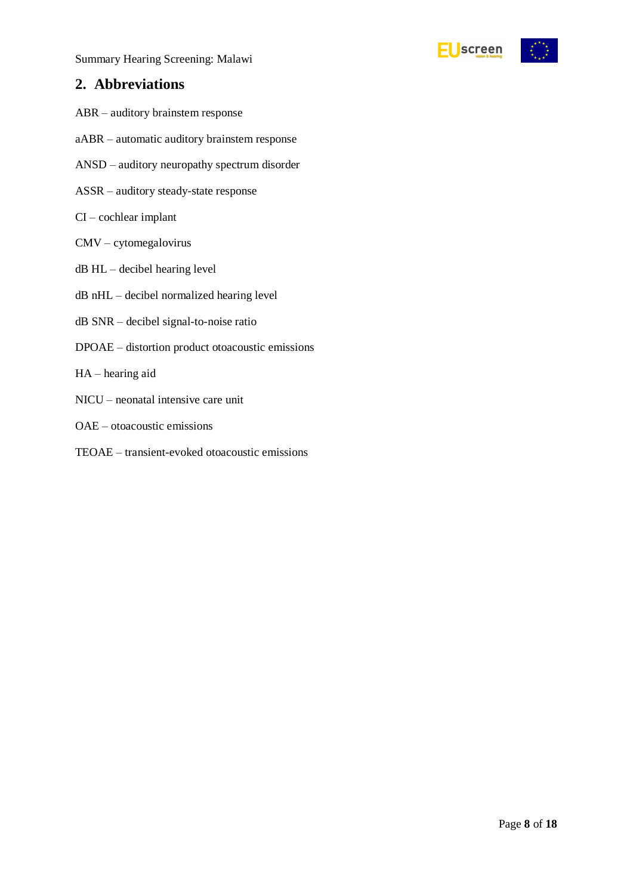## 2. Abbreviations

ABR – auditory brainstem response

aABR – automatic auditory brainstem response

ANSD – auditory neuropathy spectrum disorder

ASSR – auditory steady-state response

CI – cochlear implant

CMV – cytomegalovirus

dB HL – decibel hearing level

dB nHL – decibel normalized hearing level

dB SNR – decibel signal-to-noise ratio

DPOAE – distortion product otoacoustic emissions

HA – hearing aid

NICU – neonatal intensive care unit

OAE – otoacoustic emissions

TEOAE – transient-evoked otoacoustic emissions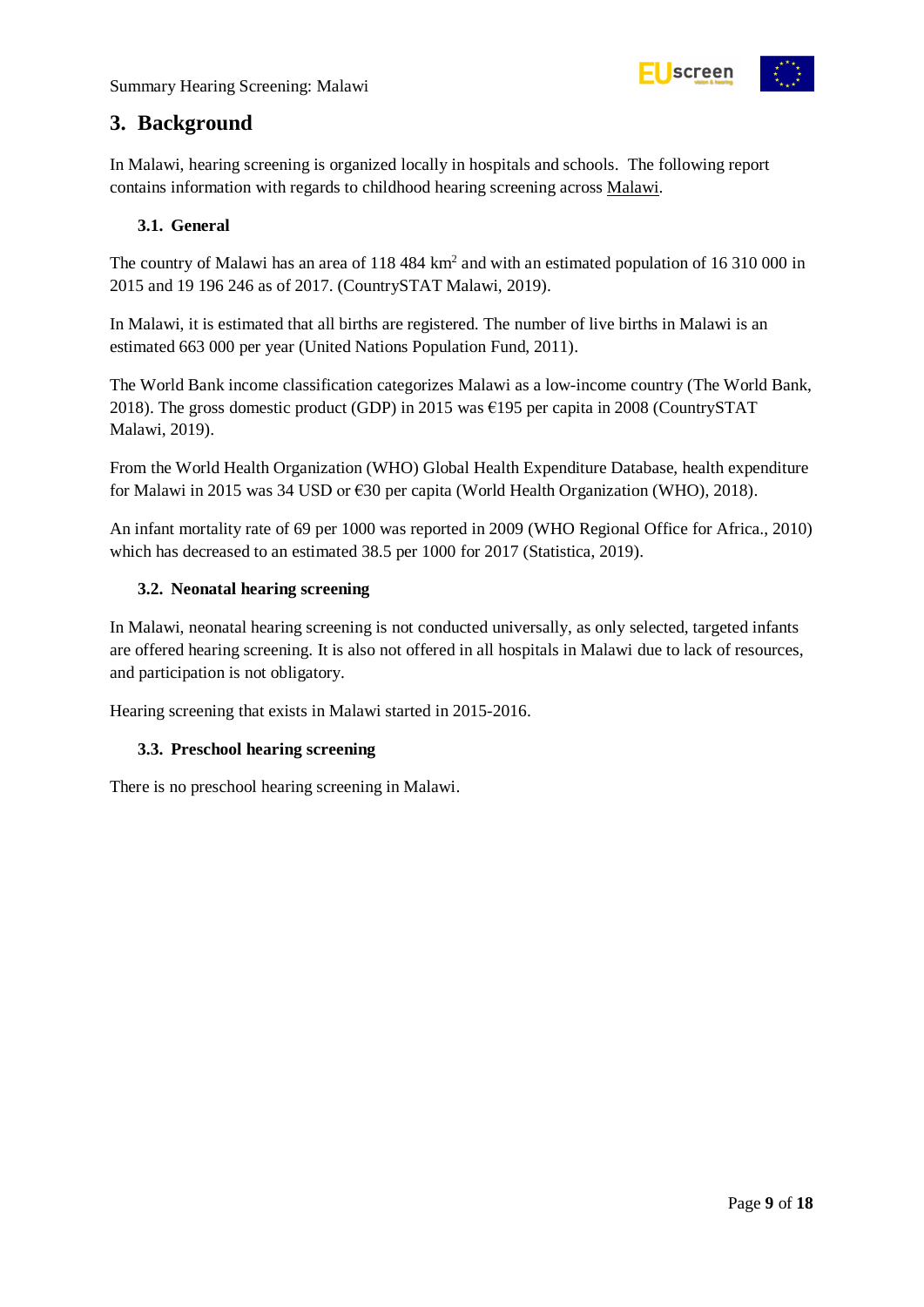## 3. Background

In Malawi, hearing screening is organized locally in hospitals and schools. The following report contains information with regards to childhood hearing screening across Malawi.

### 3.1. General

The country of Malawi has an area of 118 484 km$^2$ and with an estimated population of 16 310 000 in 2015 and 19 196 246 as of 2017. (CountrySTAT Malawi, 2019).

In Malawi, it is estimated that all births are registered. The number of live births in Malawi is an estimated 663 000 per year (United Nations Population Fund, 2011).

The World Bank income classification categorizes Malawi as a low-income country (The World Bank, 2018). The gross domestic product (GDP) in 2015 was €195 per capita in 2008 (CountrySTAT Malawi, 2019).

From the World Health Organization (WHO) Global Health Expenditure Database, health expenditure for Malawi in 2015 was 34 USD or €30 per capita (World Health Organization (WHO), 2018).

An infant mortality rate of 69 per 1000 was reported in 2009 (WHO Regional Office for Africa., 2010) which has decreased to an estimated 38.5 per 1000 for 2017 (Statistica, 2019).

### 3.2. Neonatal hearing screening

In Malawi, neonatal hearing screening is not conducted universally, as only selected, targeted infants are offered hearing screening. It is also not offered in all hospitals in Malawi due to lack of resources, and participation is not obligatory.

Hearing screening that exists in Malawi started in 2015-2016.

### 3.3. Preschool hearing screening

There is no preschool hearing screening in Malawi.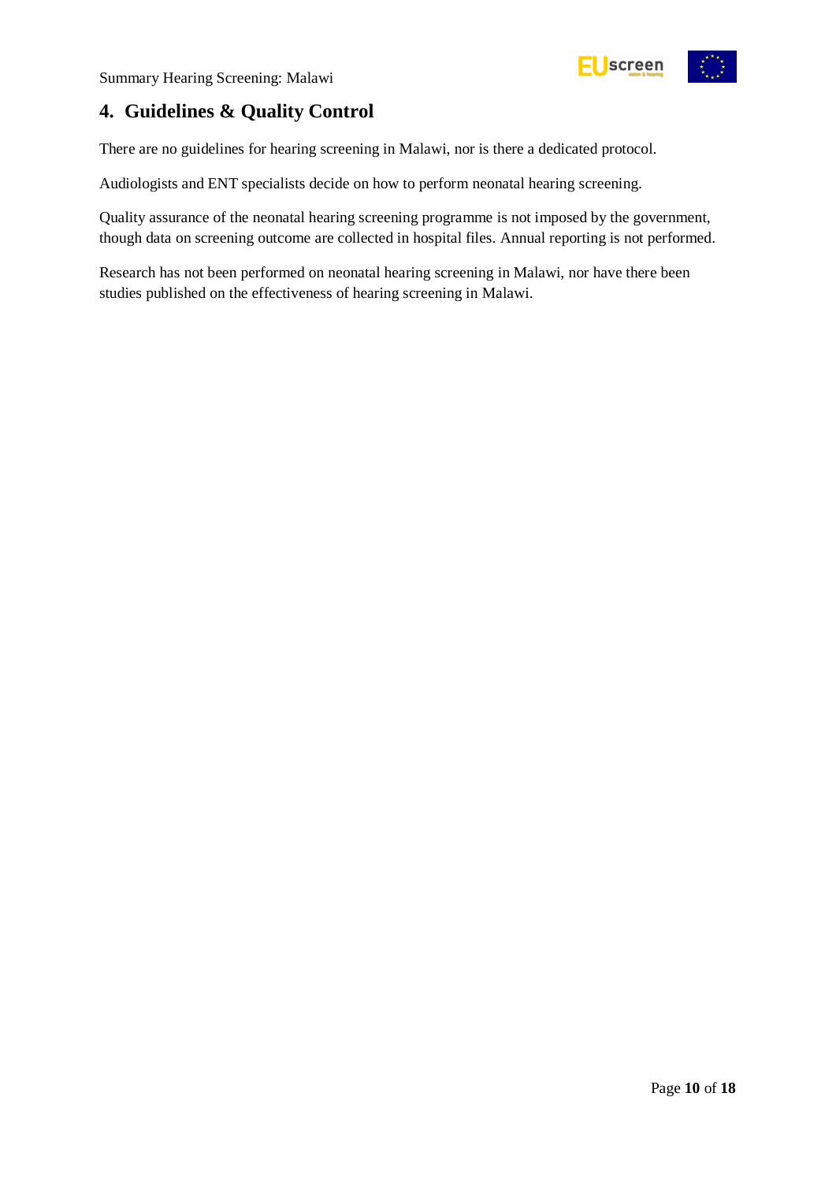## 4. Guidelines & Quality Control

There are no guidelines for hearing screening in Malawi, nor is there a dedicated protocol.

Audiologists and ENT specialists decide on how to perform neonatal hearing screening.

Quality assurance of the neonatal hearing screening programme is not imposed by the government, though data on screening outcome are collected in hospital files. Annual reporting is not performed.

Research has not been performed on neonatal hearing screening in Malawi, nor have there been studies published on the effectiveness of hearing screening in Malawi.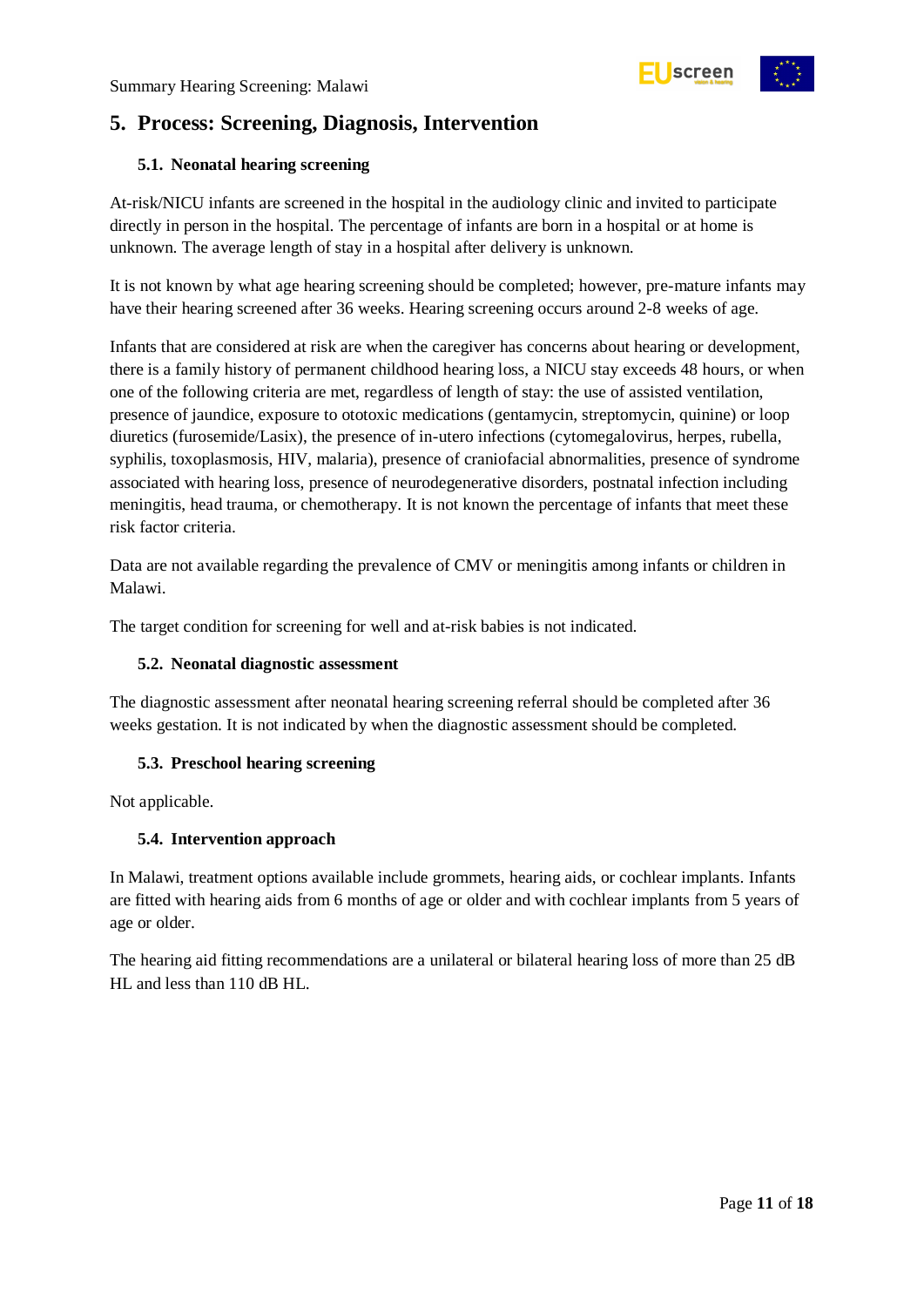## 5. Process: Screening, Diagnosis, Intervention

### 5.1. Neonatal hearing screening

At-risk/NICU infants are screened in the hospital in the audiology clinic and invited to participate directly in person in the hospital. The percentage of infants are born in a hospital or at home is unknown. The average length of stay in a hospital after delivery is unknown.

It is not known by what age hearing screening should be completed; however, pre-mature infants may have their hearing screened after 36 weeks. Hearing screening occurs around 2-8 weeks of age.

Infants that are considered at risk are when the caregiver has concerns about hearing or development, there is a family history of permanent childhood hearing loss, a NICU stay exceeds 48 hours, or when one of the following criteria are met, regardless of length of stay: the use of assisted ventilation, presence of jaundice, exposure to ototoxic medications (gentamycin, streptomycin, quinine) or loop diuretics (furosemide/Lasix), the presence of in-utero infections (cytomegalovirus, herpes, rubella, syphilis, toxoplasmosis, HIV, malaria), presence of craniofacial abnormalities, presence of syndrome associated with hearing loss, presence of neurodegenerative disorders, postnatal infection including meningitis, head trauma, or chemotherapy. It is not known the percentage of infants that meet these risk factor criteria.

Data are not available regarding the prevalence of CMV or meningitis among infants or children in Malawi.

The target condition for screening for well and at-risk babies is not indicated.

### 5.2. Neonatal diagnostic assessment

The diagnostic assessment after neonatal hearing screening referral should be completed after 36 weeks gestation. It is not indicated by when the diagnostic assessment should be completed.

### 5.3. Preschool hearing screening

Not applicable.

### 5.4. Intervention approach

In Malawi, treatment options available include grommets, hearing aids, or cochlear implants. Infants are fitted with hearing aids from 6 months of age or older and with cochlear implants from 5 years of age or older.

The hearing aid fitting recommendations are a unilateral or bilateral hearing loss of more than 25 dB HL and less than 110 dB HL.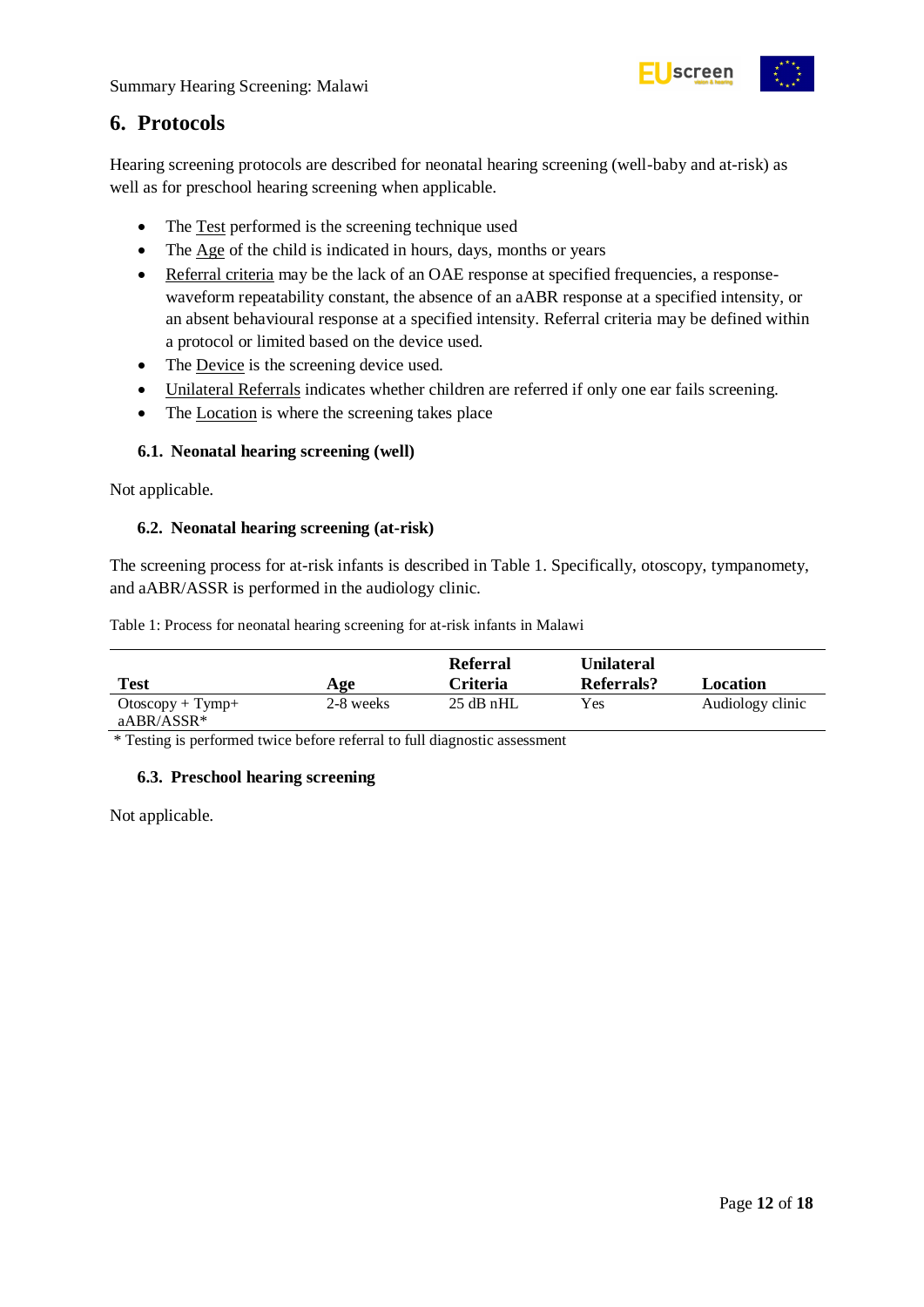## 6. Protocols

Hearing screening protocols are described for neonatal hearing screening (well-baby and at-risk) as well as for preschool hearing screening when applicable.

- The Test performed is the screening technique used
- The Age of the child is indicated in hours, days, months or years
- Referral criteria may be the lack of an OAE response at specified frequencies, a response-waveform repeatability constant, the absence of an aABR response at a specified intensity, or an absent behavioural response at a specified intensity. Referral criteria may be defined within a protocol or limited based on the device used.
- The Device is the screening device used.
- Unilateral Referrals indicates whether children are referred if only one ear fails screening.
- The Location is where the screening takes place

### 6.1. Neonatal hearing screening (well)

Not applicable.

### 6.2. Neonatal hearing screening (at-risk)

The screening process for at-risk infants is described in Table 1. Specifically, otoscopy, tympanomety, and aABR/ASSR is performed in the audiology clinic.

Table 1: Process for neonatal hearing screening for at-risk infants in Malawi

| Test | Age | Referral Criteria | Unilateral Referrals? | Location |
|---|---|---|---|---|
| Otoscopy + Tymp+ aABR/ASSR* | 2-8 weeks | 25 dB nHL | Yes | Audiology clinic |

* Testing is performed twice before referral to full diagnostic assessment

### 6.3. Preschool hearing screening

Not applicable.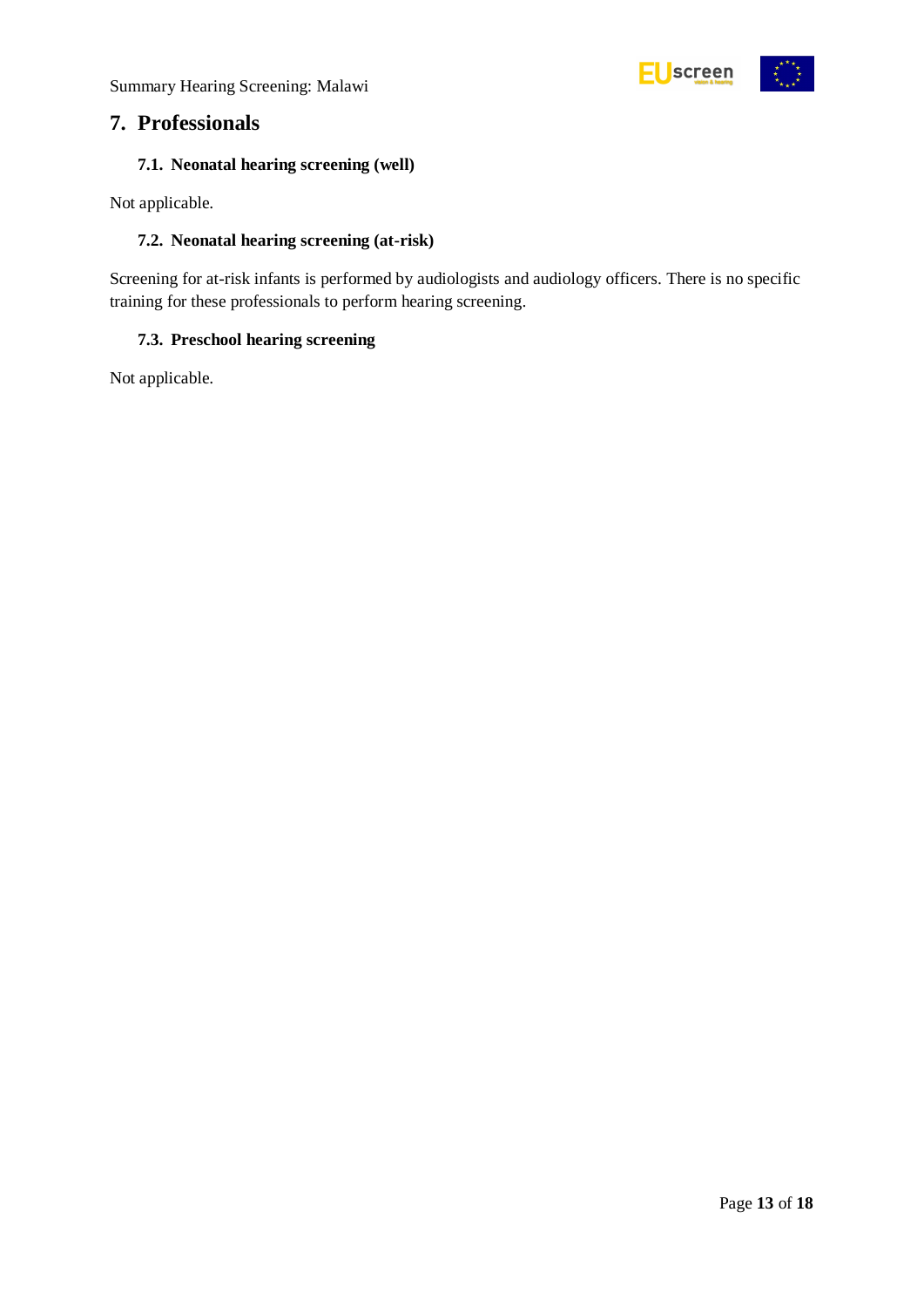## 7. Professionals

### 7.1. Neonatal hearing screening (well)

Not applicable.

### 7.2. Neonatal hearing screening (at-risk)

Screening for at-risk infants is performed by audiologists and audiology officers. There is no specific training for these professionals to perform hearing screening.

### 7.3. Preschool hearing screening

Not applicable.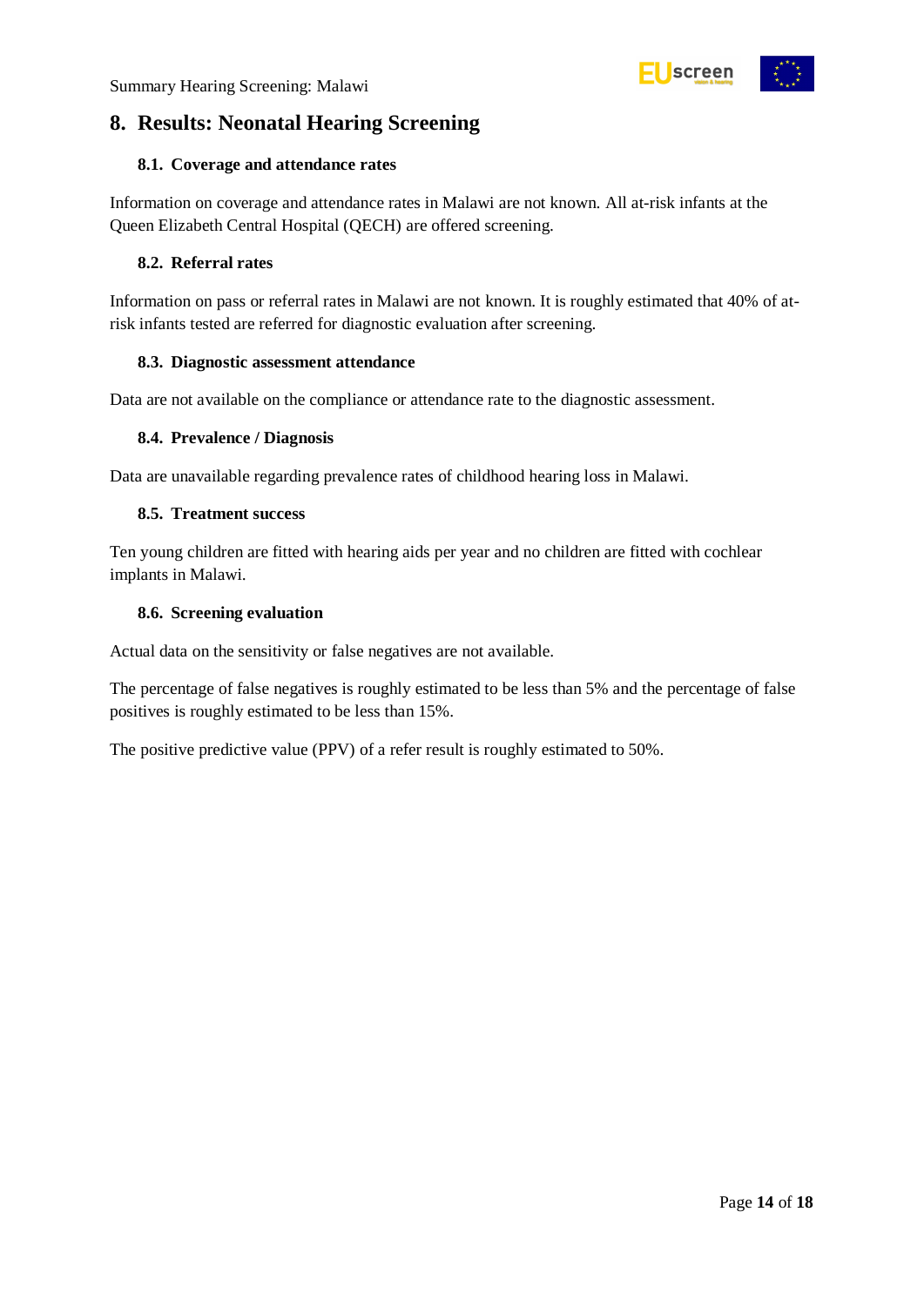## 8. Results: Neonatal Hearing Screening

### 8.1. Coverage and attendance rates

Information on coverage and attendance rates in Malawi are not known. All at-risk infants at the Queen Elizabeth Central Hospital (QECH) are offered screening.

### 8.2. Referral rates

Information on pass or referral rates in Malawi are not known. It is roughly estimated that 40% of at-risk infants tested are referred for diagnostic evaluation after screening.

### 8.3. Diagnostic assessment attendance

Data are not available on the compliance or attendance rate to the diagnostic assessment.

### 8.4. Prevalence / Diagnosis

Data are unavailable regarding prevalence rates of childhood hearing loss in Malawi.

### 8.5. Treatment success

Ten young children are fitted with hearing aids per year and no children are fitted with cochlear implants in Malawi.

### 8.6. Screening evaluation

Actual data on the sensitivity or false negatives are not available.

The percentage of false negatives is roughly estimated to be less than 5% and the percentage of false positives is roughly estimated to be less than 15%.

The positive predictive value (PPV) of a refer result is roughly estimated to 50%.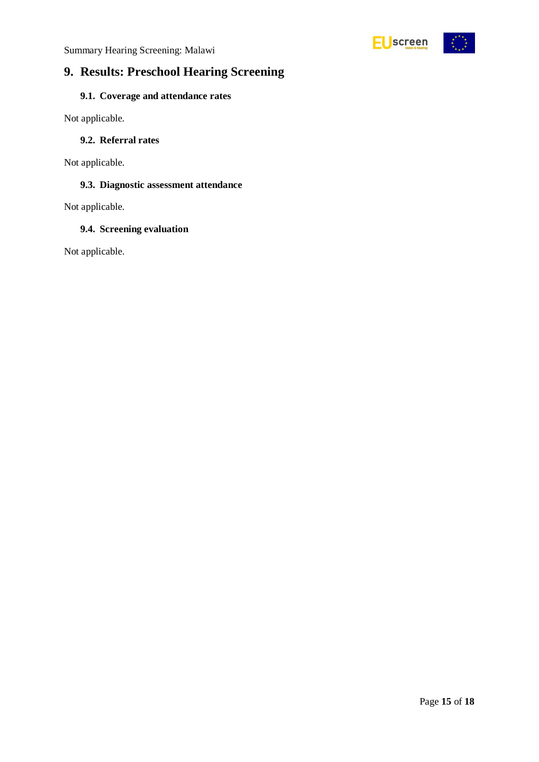# 9. Results: Preschool Hearing Screening

## 9.1. Coverage and attendance rates

Not applicable.

## 9.2. Referral rates

Not applicable.

## 9.3. Diagnostic assessment attendance

Not applicable.

## 9.4. Screening evaluation

Not applicable.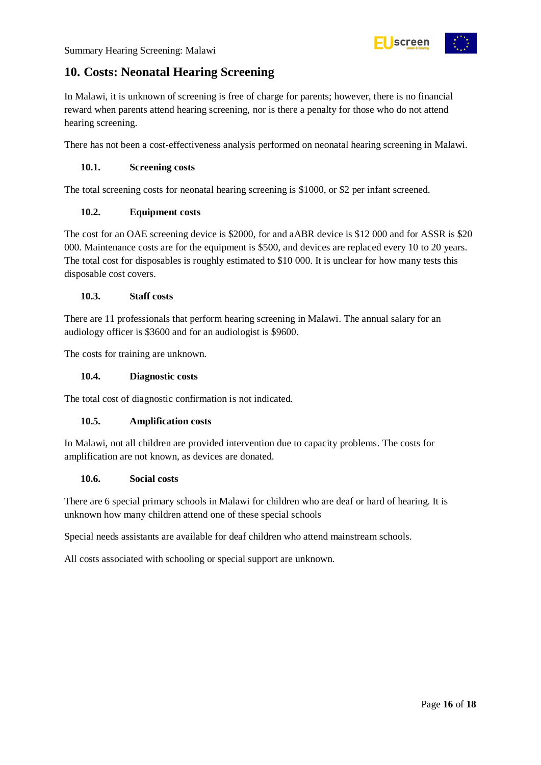## 10. Costs: Neonatal Hearing Screening

In Malawi, it is unknown of screening is free of charge for parents; however, there is no financial reward when parents attend hearing screening, nor is there a penalty for those who do not attend hearing screening.

There has not been a cost-effectiveness analysis performed on neonatal hearing screening in Malawi.

### 10.1. Screening costs

The total screening costs for neonatal hearing screening is $1000, or $2 per infant screened.

### 10.2. Equipment costs

The cost for an OAE screening device is $2000, for and aABR device is $12 000 and for ASSR is $20 000. Maintenance costs are for the equipment is $500, and devices are replaced every 10 to 20 years. The total cost for disposables is roughly estimated to $10 000. It is unclear for how many tests this disposable cost covers.

### 10.3. Staff costs

There are 11 professionals that perform hearing screening in Malawi. The annual salary for an audiology officer is $3600 and for an audiologist is $9600.

The costs for training are unknown.

### 10.4. Diagnostic costs

The total cost of diagnostic confirmation is not indicated.

### 10.5. Amplification costs

In Malawi, not all children are provided intervention due to capacity problems. The costs for amplification are not known, as devices are donated.

### 10.6. Social costs

There are 6 special primary schools in Malawi for children who are deaf or hard of hearing. It is unknown how many children attend one of these special schools

Special needs assistants are available for deaf children who attend mainstream schools.

All costs associated with schooling or special support are unknown.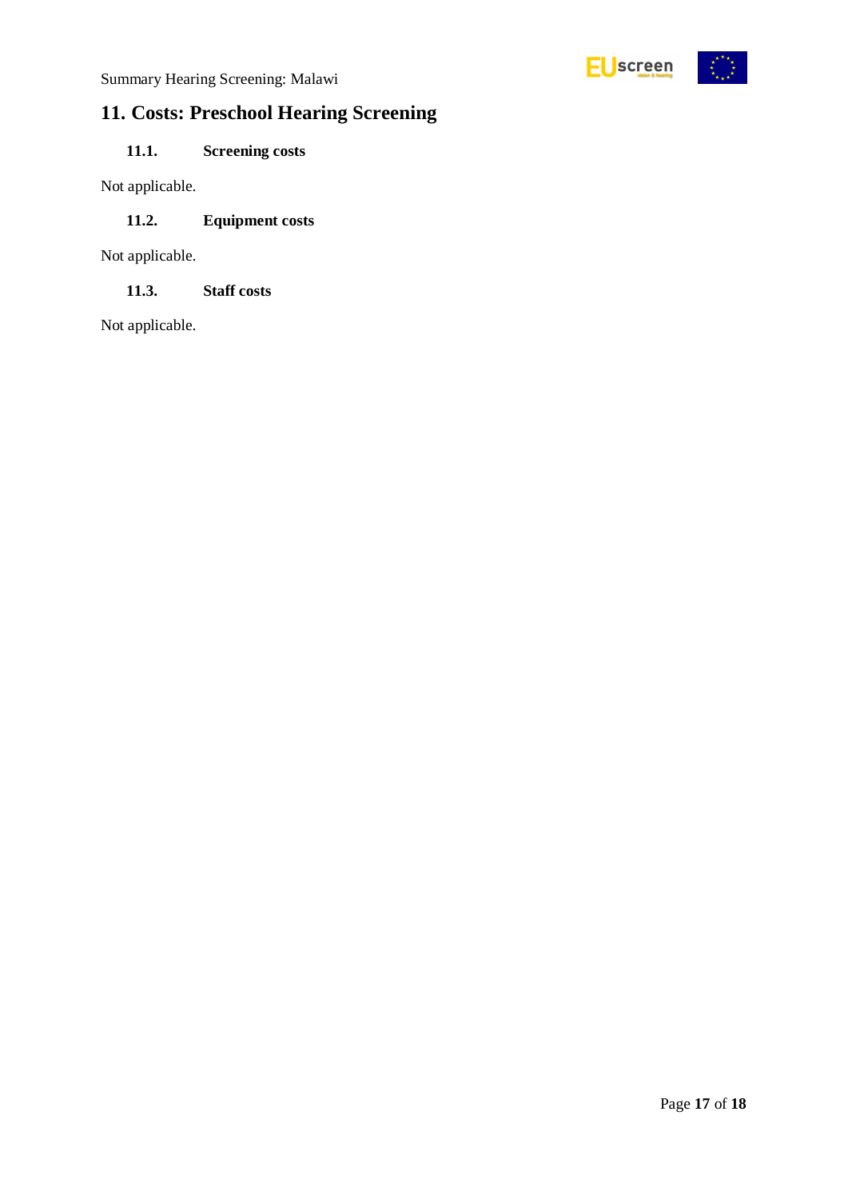## 11. Costs: Preschool Hearing Screening

### 11.1. Screening costs

Not applicable.

### 11.2. Equipment costs

Not applicable.

### 11.3. Staff costs

Not applicable.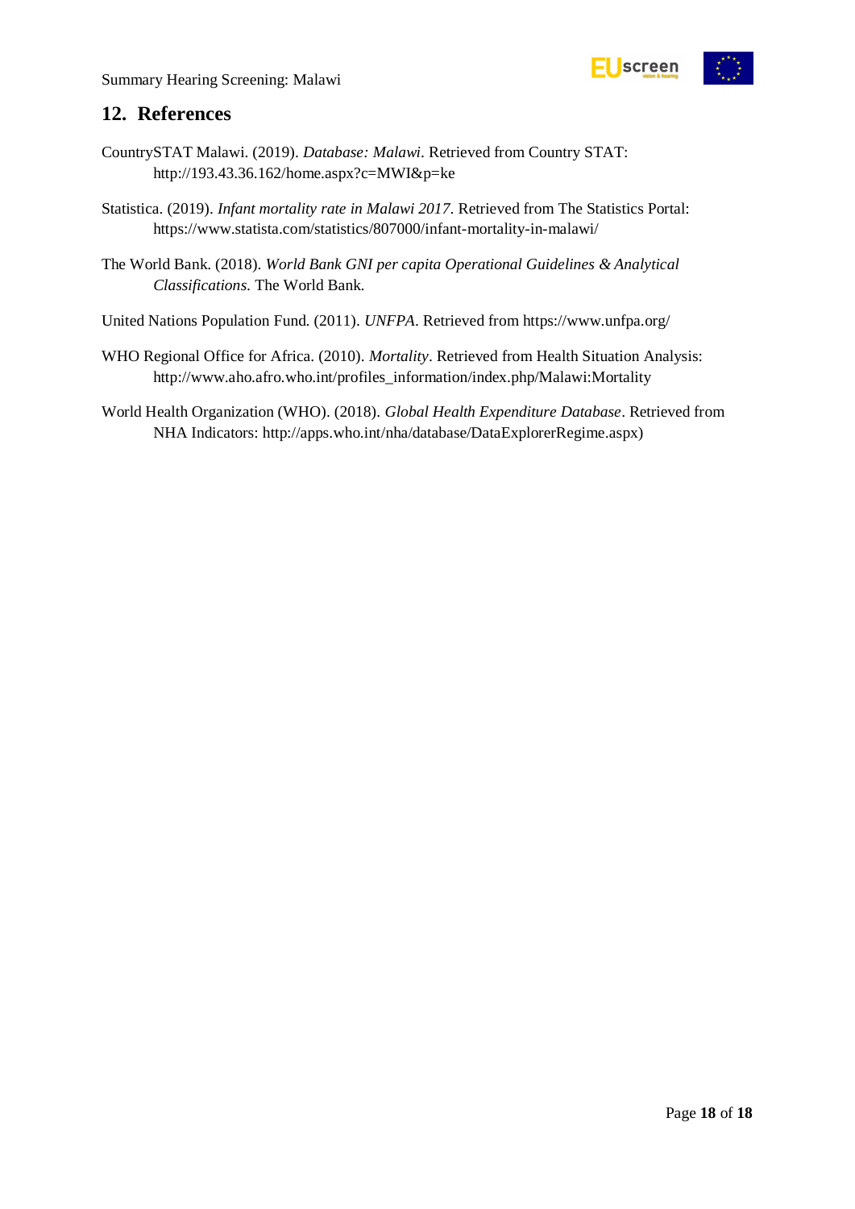## 12. References

CountrySTAT Malawi. (2019). *Database: Malawi*. Retrieved from Country STAT: http://193.43.36.162/home.aspx?c=MWI&p=ke

Statistica. (2019). *Infant mortality rate in Malawi 2017*. Retrieved from The Statistics Portal: https://www.statista.com/statistics/807000/infant-mortality-in-malawi/

The World Bank. (2018). *World Bank GNI per capita Operational Guidelines & Analytical Classifications.* The World Bank.

United Nations Population Fund. (2011). *UNFPA*. Retrieved from https://www.unfpa.org/

WHO Regional Office for Africa. (2010). *Mortality*. Retrieved from Health Situation Analysis: http://www.aho.afro.who.int/profiles_information/index.php/Malawi:Mortality

World Health Organization (WHO). (2018). *Global Health Expenditure Database*. Retrieved from NHA Indicators: http://apps.who.int/nha/database/DataExplorerRegime.aspx)